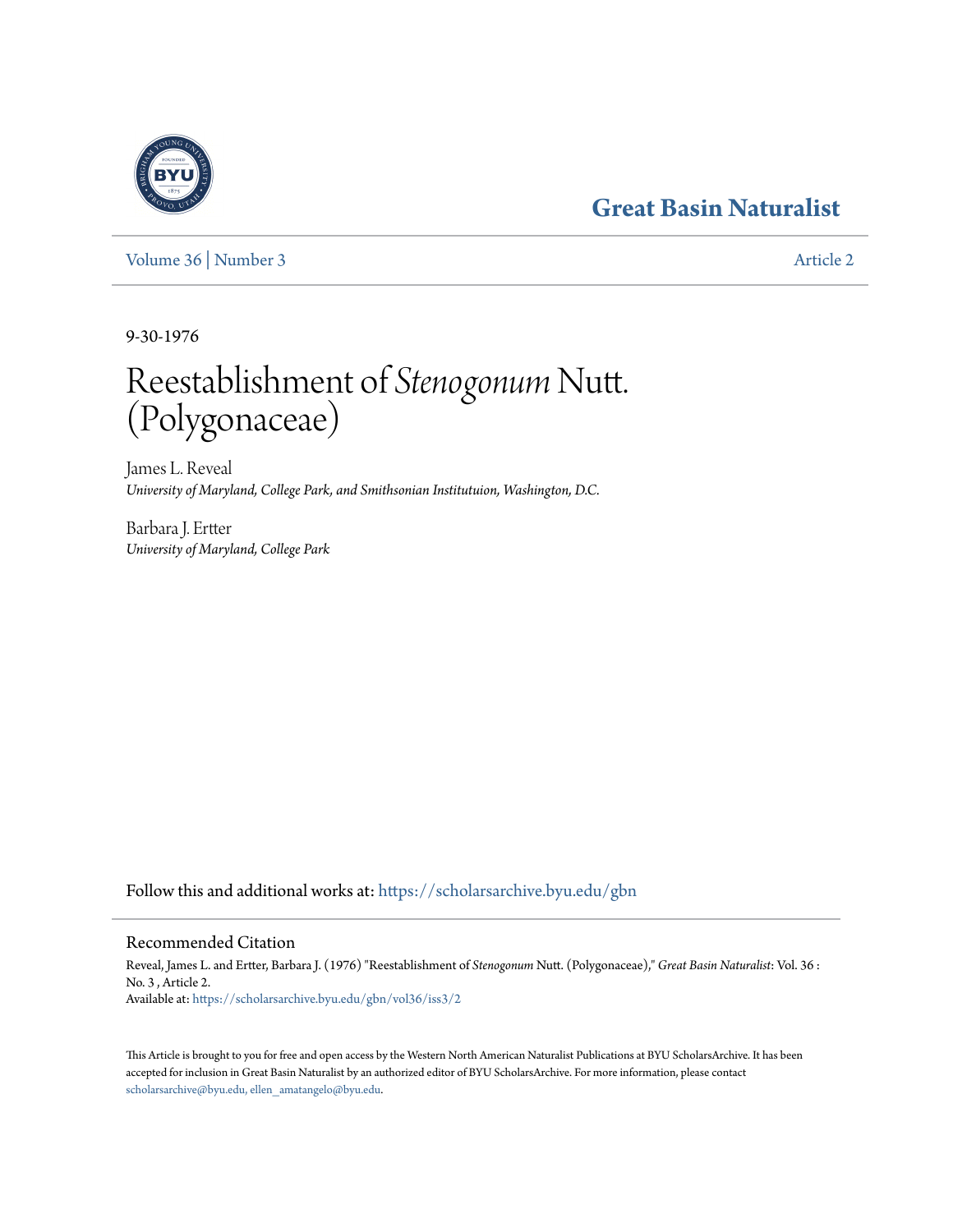# Great Basin Naturalist

Volume 36 | Number 3 Article 2

9-30-1976

# Reestablishment of *Stenogonum* Nutt. (Polygonaceae)

James L. Reveal
*University of Maryland, College Park, and Smithsonian Institutuion, Washington, D.C.*

Barbara J. Ertter
*University of Maryland, College Park*

Follow this and additional works at: https://scholarsarchive.byu.edu/gbn

## Recommended Citation

Reveal, James L. and Ertter, Barbara J. (1976) "Reestablishment of *Stenogonum* Nutt. (Polygonaceae)," *Great Basin Naturalist*: Vol. 36 : No. 3 , Article 2.
Available at: https://scholarsarchive.byu.edu/gbn/vol36/iss3/2

This Article is brought to you for free and open access by the Western North American Naturalist Publications at BYU ScholarsArchive. It has been accepted for inclusion in Great Basin Naturalist by an authorized editor of BYU ScholarsArchive. For more information, please contact scholarsarchive@byu.edu, ellen_amatangelo@byu.edu.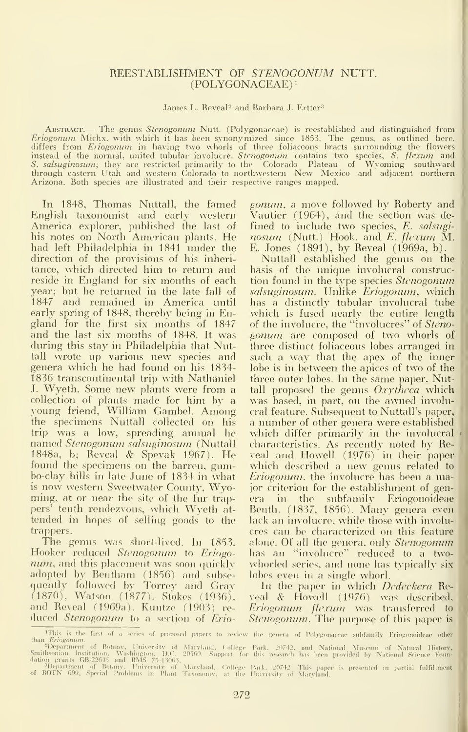# REESTABLISHMENT OF *STENOGONUM* NUTT. (POLYGONACEAE)[1]

James L. Reveal[2] and Barbara J. Ertter[3]

ABSTRACT.— The genus *Stenogonum* Nutt. (Polygonaceae) is reestablished and distinguished from *Eriogonum* Michx. with which it has been synonymized since 1853. The genus, as outlined here, differs from *Eriogonum* in having two whorls of three foliaceous bracts surrounding the flowers instead of the normal, united tubular involucre. *Stenogonum* contains two species, *S. flexum* and *S. salsuginosum*; they are restricted primarily to the Colorado Plateau of Wyoming southward through eastern Utah and western Colorado to northwestern New Mexico and adjacent northern Arizona. Both species are illustrated and their respective ranges mapped.

In 1848, Thomas Nuttall, the famed English taxonomist and early western America explorer, published the last of his notes on North American plants. He had left Philadelphia in 1841 under the direction of the provisions of his inheritance, which directed him to return and reside in England for six months of each year; but he returned in the late fall of 1847 and remained in America until early spring of 1848, thereby being in England for the first six months of 1847 and the last six months of 1848. It was during this stay in Philadelphia that Nuttall wrote up various new species and genera which he had found on his 1834-1836 transcontinental trip with Nathaniel J. Wyeth. Some new plants were from a collection of plants made for him by a young friend, William Gambel. Among the specimens Nuttall collected on his trip was a low, spreading annual he named *Stenogonum salsuginosum* (Nuttall 1848a, b; Reveal & Spevak 1967). He found the specimens on the barren, gumbo-clay hills in late June of 1834 in what is now western Sweetwater County, Wyoming, at or near the site of the fur trappers' tenth rendezvous, which Wyeth attended in hopes of selling goods to the trappers.

The genus was short-lived. In 1853, Hooker reduced *Stenogonum* to *Eriogonum*, and this placement was soon quickly adopted by Bentham (1856) and subsequently followed by Torrey and Gray (1870), Watson (1877), Stokes (1936), and Reveal (1969a). Kuntze (1903) reduced *Stenogonum* to a section of *Eriogonum*, a move followed by Roberty and Vautier (1964), and the section was defined to include two species, *E. salsuginosum* (Nutt.) Hook. and *E. flexum* M. E. Jones (1891), by Reveal (1969a, b).

Nuttall established the genus on the basis of the unique involucral construction found in the type species *Stenogonum salsuginosum*. Unlike *Eriogonum*, which has a distinctly tubular involucral tube which is fused nearly the entire length of the involucre, the "involucres" of *Stenogonum* are composed of two whorls of three distinct foliaceous lobes arranged in such a way that the apex of the inner lobe is in between the apices of two of the three outer lobes. In the same paper, Nuttall proposed the genus *Oxytheca* which was based, in part, on the awned involucral feature. Subsequent to Nuttall's paper, a number of other genera were established which differ primarily in the involucral characteristics. As recently noted by Reveal and Howell (1976) in their paper which described a new genus related to *Eriogonum*, the involucre has been a major criterion for the establishment of genera in the subfamily Eriogonoideae Benth. (1837, 1856). Many genera even lack an involucre, while those with involucres can be characterized on this feature alone. Of all the genera, only *Stenogonum* has an "involucre" reduced to a two-whorled series, and none has typically six lobes even in a single whorl.

In the paper in which *Dedeckera* Reveal & Howell (1976) was described, *Eriogonum flexum* was transferred to *Stenogonum*. The purpose of this paper is

---

[1]This is the first of a series of proposed papers to review the genera of Polygonaceae subfamily Eriogonoideae other than *Eriogonum*.

[2]Department of Botany, University of Maryland, College Park, 20742, and National Museum of Natural History, Smithsonian Institution, Washington, D.C. 20560. Support for this research has been provided by National Science Foundation grants GB-22645 and BMS 75-13063.

[3]Department of Botany, University of Maryland, College Park, 20742. This paper is presented in partial fulfillment of BOTN 699, Special Problems in Plant Taxonomy, at the University of Maryland.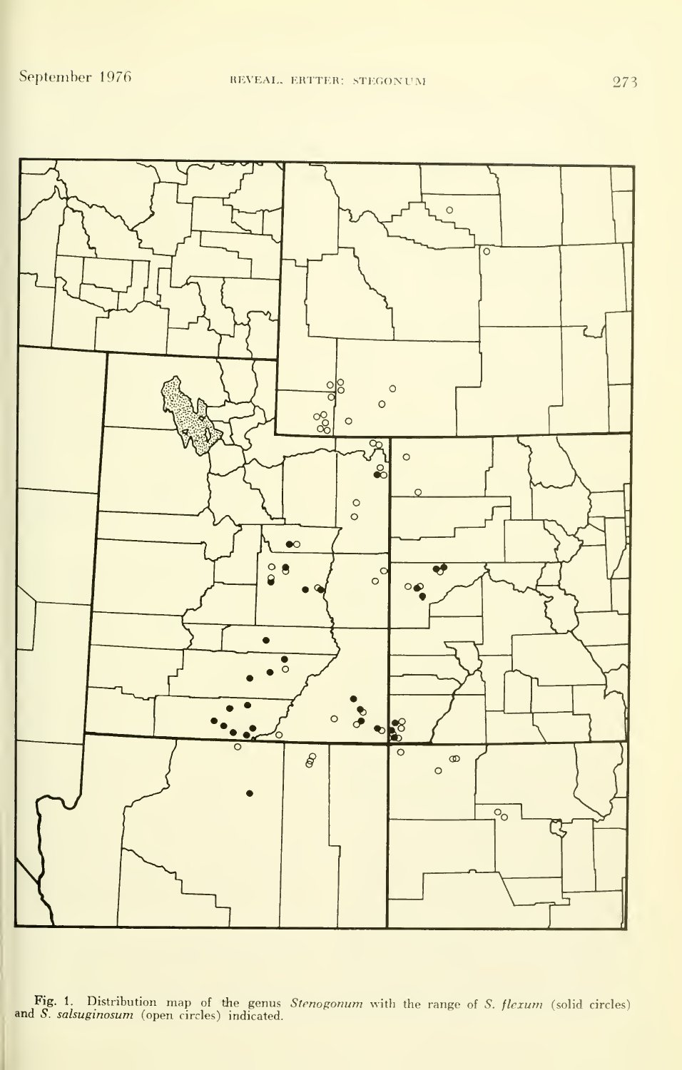Fig. 1. Distribution map of the genus *Stenogonum* with the range of *S. flexum* (solid circles) and *S. salsuginosum* (open circles) indicated.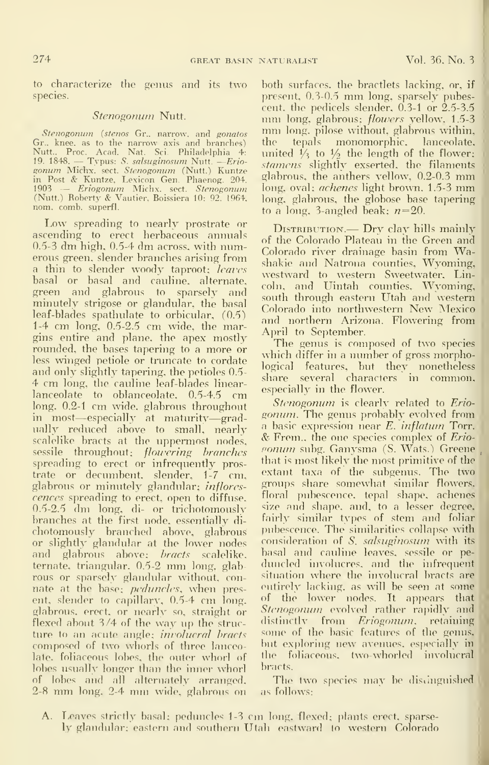to characterize the genus and its two species.

### *Stenogonum* Nutt.

*Stenogonum* (*stenos* Gr., narrow, and *gonatos* Gr., knee, as to the narrow axis and branches) Nutt., Proc. Acad. Nat. Sci. Philadelphia 4: 19. 1848. — Typus: *S. salsuginosum* Nutt. —*Eriogonum* Michx. sect. *Stenogonum* (Nutt.) Kuntze in Post & Kuntze, Lexicon Gen. Phaenog. 204. 1903 — *Eriogonum* Michx. sect. *Stenogonum* (Nutt.) Roberty & Vautier, Boissiera 10: 92. 1964, nom. comb. superfl.

Low spreading to nearly prostrate or ascending to erect herbaceous annuals 0.5-3 dm high, 0.5-4 dm across, with numerous green, slender branches arising from a thin to slender woody taproot; *leaves* basal or basal and cauline, alternate, green and glabrous to sparsely and minutely strigose or glandular, the basal leaf-blades spathulate to orbicular, (0.5) 1-4 cm long, 0.5-2.5 cm wide, the margins entire and plane, the apex mostly rounded, the bases tapering to a more or less winged petiole or truncate to cordate and only slightly tapering, the petioles 0.5-4 cm long, the cauline leaf-blades linear-lanceolate to oblanceolate, 0.5-4.5 cm long, 0.2-1 cm wide, glabrous throughout in most—especially at maturity—gradually reduced above to small, nearly scalelike bracts at the uppermost nodes, sessile throughout; *flowering branches* spreading to erect or infrequently prostrate or decumbent, slender, 1-7 cm, glabrous or minutely glandular; *inflorescences* spreading to erect, open to diffuse, 0.5-2.5 dm long, di- or trichotomously branches at the first node, essentially dichotomously branched above, glabrous or slightly glandular at the lower nodes and glabrous above; *bracts* scalelike, ternate, triangular, 0.5-2 mm long, glabrous or sparsely glandular without, connate at the base; *peduncles*, when present, slender to capillary, 0.5-4 cm long, glabrous, erect, or nearly so, straight or flexed about 3/4 of the way up the structure to an acute angle; *involucral bracts* composed of two whorls of three lanceolate, foliaceous lobes, the outer whorl of lobes usually longer than the inner whorl of lobes and all alternately arranged, 2-8 mm long, 2-4 mm wide, glabrous on both surfaces, the bractlets lacking, or, if present, 0.3-0.5 mm long, sparsely pubescent, the pedicels slender, 0.3-1 or 2.5-3.5 mm long, glabrous; *flowers* yellow, 1.5-3 mm long, pilose without, glabrous within, the tepals monomorphic, lanceolate, united 1/3 to 1/2 the length of the flower; *stamens* slightly exserted, the filaments glabrous, the anthers yellow, 0.2-0.3 mm long, oval; *achenes* light brown, 1.5-3 mm long, glabrous, the globose base tapering to a long, 3-angled beak; $n=20$.

Distribution.— Dry clay hills mainly of the Colorado Plateau in the Green and Colorado river drainage basin from Washakie and Natrona counties, Wyoming, westward to western Sweetwater, Lincoln, and Uintah counties, Wyoming, south through eastern Utah and western Colorado into northwestern New Mexico and northern Arizona. Flowering from April to September.

The genus is composed of two species which differ in a number of gross morphological features, but they nonetheless share several characters in common, especially in the flower.

*Stenogonum* is clearly related to *Eriogonum*. The genus probably evolved from a basic expression near *E. inflatum* Torr. & Frem., the one species complex of *Eriogonum* subg. Ganysma (S. Wats.) Greene that is most likely the most primitive of the extant taxa of the subgenus. The two groups share somewhat similar flowers, floral pubescence, tepal shape, achenes size and shape, and, to a lesser degree, fairly similar types of stem and foliar pubescence. The similarities collapse with consideration of *S. salsuginosum* with its basal and cauline leaves, sessile or peduncled involucres, and the infrequent situation where the involucral bracts are entirely lacking, as will be seen at some of the lower nodes. It appears that *Stenogonum* evolved rather rapidly and distinctly from *Eriogonum*, retaining some of the basic features of the genus, but exploring new avenues, especially in the foliaceous, two-whorled involucral bracts.

The two species may be distinguished as follows:

A. Leaves strictly basal; peduncles 1-3 cm long, flexed; plants erect, sparsely glandular; eastern and southern Utah eastward to western Colorado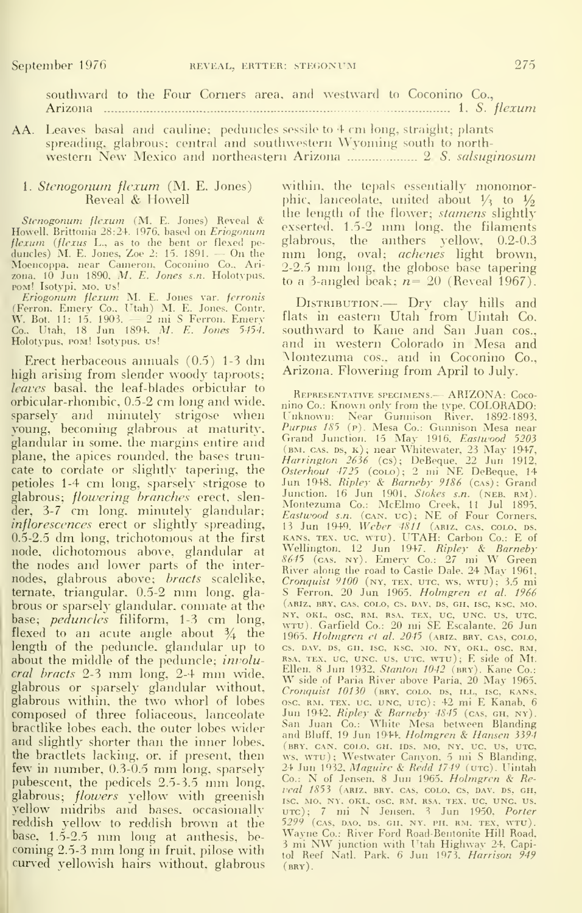southward to the Four Corners area, and westward to Coconino Co., Arizona ........................................................................................... 1. *S. flexum*

AA. Leaves basal and cauline; peduncles sessile to 4 cm long, straight; plants spreading, glabrous; central and southwestern Wyoming south to northwestern New Mexico and northeastern Arizona .................... 2. *S. salsuginosum*

### 1. *Stenogonum flexum* (M. E. Jones) Reveal & Howell

*Stenogonum flexum* (M. E. Jones) Reveal & Howell, Brittonia 28:24. 1976, based on *Eriogonum flexum* (*flexus* L., as to the bent or flexed peduncles) M. E. Jones, Zoe 2: 15. 1891. — On the Moencoppa, near Cameron, Coconino Co., Arizona, 10 Jun 1890, *M. E. Jones s.n.* Holotypus, POM! Isotypi, MO, US!

*Eriogonum flexum* M. E. Jones var. *ferronis* (Ferron, Emery Co., Utah) M. E. Jones. Contr. W. Bot. 11: 15. 1903. — 2 mi S Ferron, Emery Co., Utah, 18 Jun 1894, *M. E. Jones 5454.* Holotypus, POM! Isotypus, US!

Erect herbaceous annuals (0.5) 1-3 dm high arising from slender woody taproots; *leaves* basal, the leaf-blades orbicular to orbicular-rhombic, 0.5-2 cm long and wide, sparsely and minutely strigose when young, becoming glabrous at maturity, glandular in some, the margins entire and plane, the apices rounded, the bases truncate to cordate or slightly tapering, the petioles 1-4 cm long, sparsely strigose to glabrous; *flowering branches* erect, slender, 3-7 cm long, minutely glandular; *inflorescences* erect or slightly spreading, 0.5-2.5 dm long, trichotomous at the first node, dichotomous above, glandular at the nodes and lower parts of the internodes, glabrous above; *bracts* scalelike, ternate, triangular, 0.5-2 mm long, glabrous or sparsely glandular, connate at the base; *peduncles* filiform, 1-3 cm long, flexed to an acute angle about ¾ the length of the peduncle, glandular up to about the middle of the peduncle; *involucral bracts* 2-3 mm long, 2-4 mm wide, glabrous or sparsely glandular without, glabrous within, the two whorl of lobes composed of three foliaceous, lanceolate bractlike lobes each, the outer lobes wider and slightly shorter than the inner lobes, the bractlets lacking, or, if present, then few in number, 0.3-0.5 mm long, sparsely pubescent, the pedicels 2.5-3.5 mm long, glabrous; *flowers* yellow with greenish yellow midribs and bases, occasionally reddish yellow to reddish brown at the base, 1.5-2.5 mm long at anthesis, becoming 2.5-3 mm long in fruit, pilose with curved yellowish hairs without, glabrous within, the tepals essentially monomorphic, lanceolate, united about ⅓ to ½ the length of the flower; *stamens* slightly exserted, 1.5-2 mm long, the filaments glabrous, the anthers yellow, 0.2-0.3 mm long, oval; *achenes* light brown, 2-2.5 mm long, the globose base tapering to a 3-angled beak; $n = 20$ (Reveal 1967).

DISTRIBUTION.— Dry clay hills and flats in eastern Utah from Uintah Co. southward to Kane and San Juan cos., and in western Colorado in Mesa and Montezuma cos., and in Coconino Co., Arizona. Flowering from April to July.

REPRESENTATIVE SPECIMENS.— ARIZONA: Coconino Co.: Known only from the type. COLORADO: Unknown: Near Gunnison River, 1892-1893, *Purpus 185* (P). Mesa Co.: Gunnison Mesa near Grand Junction, 15 May 1916, *Eastwood 5203* (BM, CAS, DS, K); near Whitewater, 23 May 1947, *Harrington 2636* (CS); DeBeque, 22 Jun 1912, *Osterhout 4725* (COLO); 2 mi NE DeBeque, 14 Jun 1948, *Ripley & Barneby 9186* (CAS); Grand Junction, 16 Jun 1901, *Stokes s.n.* (NEB, RM). Montezuma Co.: McElmo Creek, 11 Jul 1895, *Eastwood s.n.* (CAN, UC); NE of Four Corners, 13 Jun 1949, *Weber 4811* (ARIZ, CAS, COLO, DS, KANS, TEX, UC, WTU). UTAH: Carbon Co.: E of Wellington, 12 Jun 1947, *Ripley & Barneby 8645* (CAS, NY). Emery Co.: 27 mi W Green River along the road to Castle Dale, 24 May 1961, *Cronquist 9100* (NY, TEX, UTC, WS, WTU); 3.5 mi S Ferron, 20 Jun 1965, *Holmgren et al. 1966* (ARIZ, BRY, CAS, COLO, CS, DAV, DS, GH, ISC, KSC, MO, NY, OKL, OSC, RM, RSA, TEX, UC, UNC, US, UTC, WTU). Garfield Co.: 20 mi SE Escalante, 26 Jun 1965, *Holmgren et al. 2045* (ARIZ, BRY, CAS, COLO, CS, DAV, DS, GH, ISC, KSC, MO, NY, OKL, OSC, RM, RSA, TEX, UC, UNC, US, UTC, WTU); E side of Mt. Ellen, 8 Jun 1932, *Stanton 1042* (BRY). Kane Co.: W side of Paria River above Paria, 20 May 1965, *Cronquist 10130* (BRY, COLO, DS, ILL, ISC, KANS, OSC, RM, TEX, UC, UNC, UTC); 42 mi E Kanab, 6 Jun 1942, *Ripley & Barneby 4845* (CAS, GH, NY). San Juan Co.: White Mesa between Blanding and Bluff, 19 Jun 1944, *Holmgren & Hansen 3394* (BRY, CAN, COLO, GH, IDS, MO, NY, UC, US, UTC, WS, WTU); Westwater Canyon, 5 mi S Blanding, 24 Jun 1932, *Maguire & Redd 1749* (UTC). Uintah Co.: N of Jensen, 8 Jun 1965, *Holmgren & Reveal 1853* (ARIZ, BRY, CAS, COLO, CS, DAV, DS, GH, ISC, MO, NY, OKL, OSC, RM, RSA, TEX, UC, UNC, US, UTC); 7 mi N Jensen, 3 Jun 1950, *Porter 5299* (CAS, DAO, DS, GH, NY, PH, RM, TEX, WTU). Wayne Co.: River Ford Road-Bentonite Hill Road, 3 mi NW junction with Utah Highway 24, Capitol Reef Natl. Park, 6 Jun 1973, *Harrison 949* (BRY).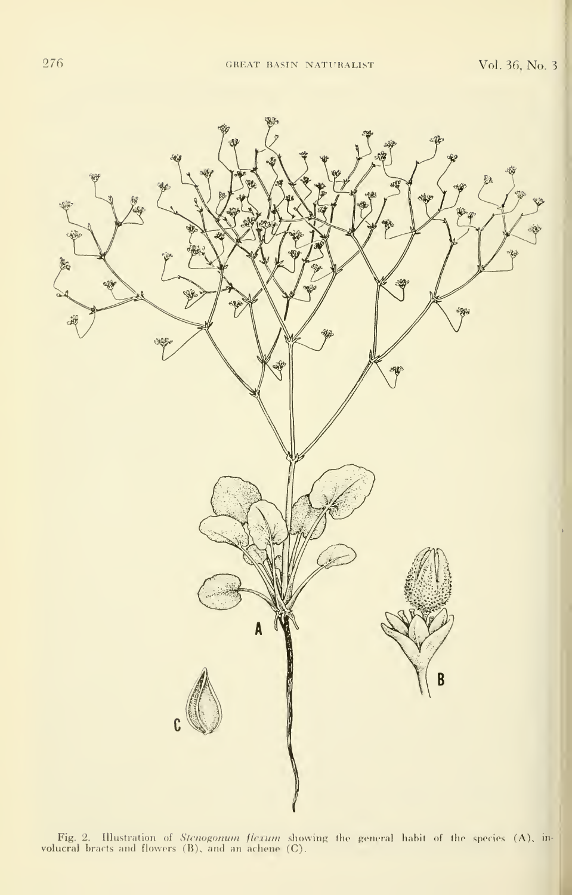Fig. 2. Illustration of *Stenogonum flexum* showing the general habit of the species (A), involucral bracts and flowers (B), and an achene (C).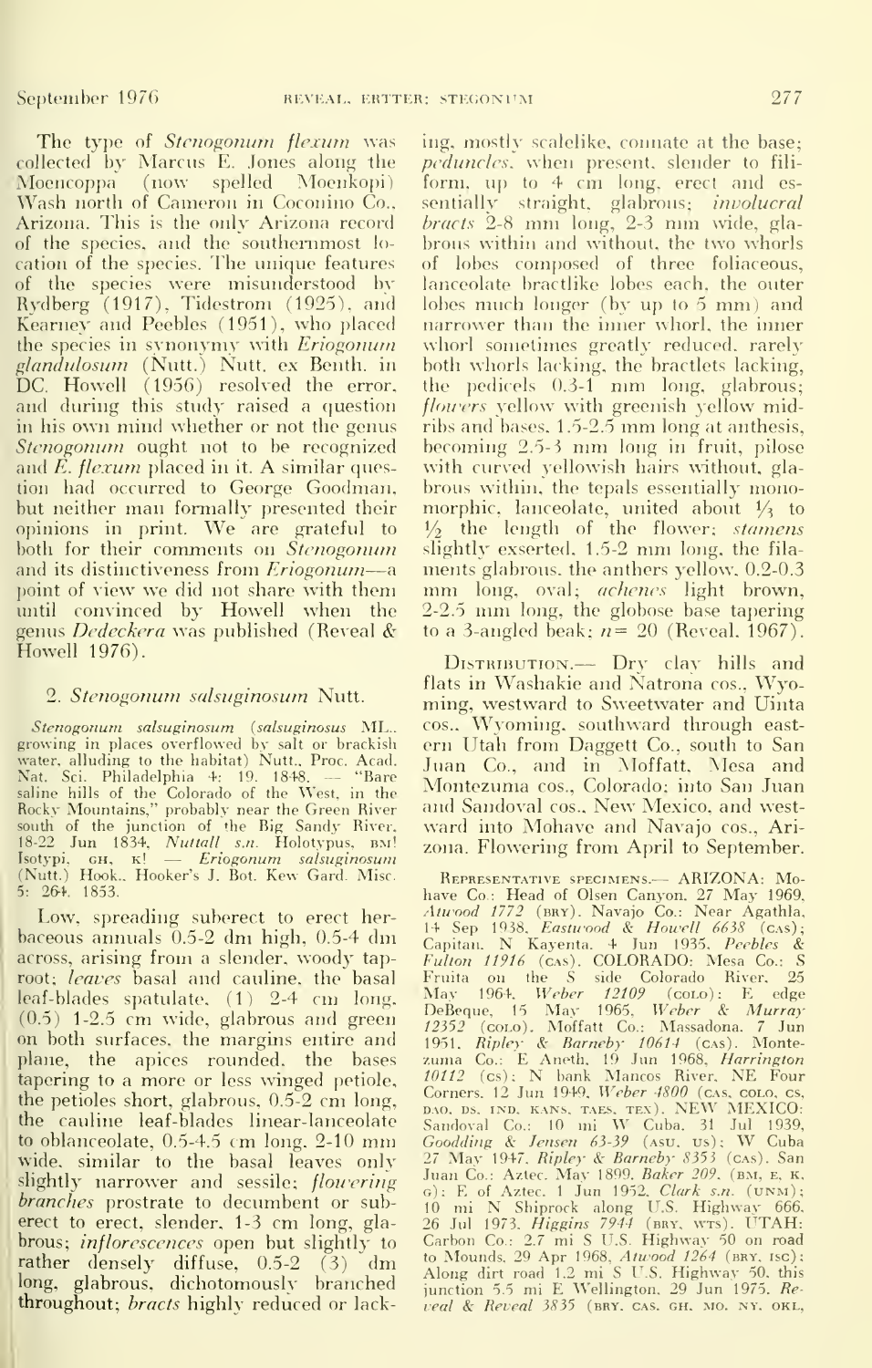The type of *Stenogonum flexum* was collected by Marcus E. Jones along the Moencoppa (now spelled Moenkopi) Wash north of Cameron in Coconino Co., Arizona. This is the only Arizona record of the species, and the southernmost location of the species. The unique features of the species were misunderstood by Rydberg (1917), Tidestrom (1925), and Kearney and Peebles (1951), who placed the species in synonymy with *Eriogonum glandulosum* (Nutt.) Nutt. ex Benth. in DC. Howell (1956) resolved the error, and during this study raised a question in his own mind whether or not the genus *Stenogonum* ought not to be recognized and *E. flexum* placed in it. A similar question had occurred to George Goodman, but neither man formally presented their opinions in print. We are grateful to both for their comments on *Stenogonum* and its distinctiveness from *Eriogonum*—a point of view we did not share with them until convinced by Howell when the genus *Dedeckera* was published (Reveal & Howell 1976).

## 2. *Stenogonum salsuginosum* Nutt.

*Stenogonum salsuginosum* (*salsuginosus* ML., growing in places overflowed by salt or brackish water, alluding to the habitat) Nutt., Proc. Acad. Nat. Sci. Philadelphia 4: 19. 1848. — "Bare saline hills of the Colorado of the West, in the Rocky Mountains," probably near the Green River south of the junction of the Big Sandy River, 18-22 Jun 1834, *Nuttall s.n.* Holotypus, BM! Isotypi, GH, K! — *Eriogonum salsuginosum* (Nutt.) Hook., Hooker's J. Bot. Kew Gard. Misc. 5: 264. 1853.

Low, spreading suberect to erect herbaceous annuals 0.5-2 dm high, 0.5-4 dm across, arising from a slender, woody taproot; *leaves* basal and cauline, the basal leaf-blades spatulate, (1) 2-4 cm long, (0.5) 1-2.5 cm wide, glabrous and green on both surfaces, the margins entire and plane, the apices rounded, the bases tapering to a more or less winged petiole, the petioles short, glabrous, 0.5-2 cm long, the cauline leaf-blades linear-lanceolate to oblanceolate, 0.5-4.5 cm long, 2-10 mm wide, similar to the basal leaves only slightly narrower and sessile; *flowering branches* prostrate to decumbent or suberect to erect, slender, 1-3 cm long, glabrous; *inflorescences* open but slightly to rather densely diffuse, 0.5-2 (3) dm long, glabrous, dichotomously branched throughout; *bracts* highly reduced or lacking, mostly scalelike, connate at the base; *peduncles*, when present, slender to filiform, up to 4 cm long, erect and essentially straight, glabrous; *involucral bracts* 2-8 mm long, 2-3 mm wide, glabrous within and without, the two whorls of lobes composed of three foliaceous, lanceolate bractlike lobes each, the outer lobes much longer (by up to 5 mm) and narrower than the inner whorl, the inner whorl sometimes greatly reduced, rarely both whorls lacking, the bractlets lacking, the pedicels 0.3-1 mm long, glabrous; *flowers* yellow with greenish yellow midribs and bases, 1.5-2.5 mm long at anthesis, becoming 2.5-3 mm long in fruit, pilose with curved yellowish hairs without, glabrous within, the tepals essentially monomorphic, lanceolate, united about ⅓ to ½ the length of the flower; *stamens* slightly exserted, 1.5-2 mm long, the filaments glabrous, the anthers yellow, 0.2-0.3 mm long, oval; *achenes* light brown, 2-2.5 mm long, the globose base tapering to a 3-angled beak; $n = 20$ (Reveal 1967).

DISTRIBUTION.— Dry clay hills and flats in Washakie and Natrona cos., Wyoming, westward to Sweetwater and Uinta cos., Wyoming, southward through eastern Utah from Daggett Co., south to San Juan Co., and in Moffatt, Mesa and Montezuma cos., Colorado; into San Juan and Sandoval cos., New Mexico, and westward into Mohave and Navajo cos., Arizona. Flowering from April to September.

REPRESENTATIVE SPECIMENS.— ARIZONA: Mohave Co.: Head of Olsen Canyon, 27 May 1969, *Atwood 1772* (BRY). Navajo Co.: Near Agathla, 14 Sep 1938, *Eastwood & Howell 6638* (CAS); Capitan, N Kayenta, 4 Jun 1935, *Peebles & Fulton 11916* (CAS). COLORADO: Mesa Co.: S Fruita on the S side Colorado River, 25 May 1964, *Weber 12109* (COLO): E edge DeBeque, 15 May 1965, *Weber & Murray 12352* (COLO). Moffatt Co.: Massadona, 7 Jun 1951, *Ripley & Barneby 10614* (CAS). Montezuma Co.: E Aneth, 19 Jun 1968, *Harrington 10112* (CS); N bank Mancos River, NE Four Corners, 12 Jun 1949, *Weber 4800* (CAS, COLO, CS, DAO, DS, IND, KANS, TAES, TEX). NEW MEXICO: Sandoval Co.: 10 mi W Cuba, 31 Jul 1939, *Goodding & Jensen 63-39* (ASU, US); W Cuba 27 May 1947, *Ripley & Barneby 8353* (CAS). San Juan Co.: Aztec, May 1899, *Baker 209*, (BM, E, K, G); E of Aztec, 1 Jun 1952, *Clark s.n.* (UNM); 10 mi N Shiprock along U.S. Highway 666, 26 Jul 1973, *Higgins 7944* (BRY, WTS). UTAH: Carbon Co.: 2.7 mi S U.S. Highway 50 on road to Mounds, 29 Apr 1968, *Atwood 1264* (BRY, ISC); Along dirt road 1.2 mi S U.S. Highway 50, this junction 5.5 mi E Wellington, 29 Jun 1975, *Reveal & Reveal 3835* (BRY, CAS, GH, MO, NY, OKL,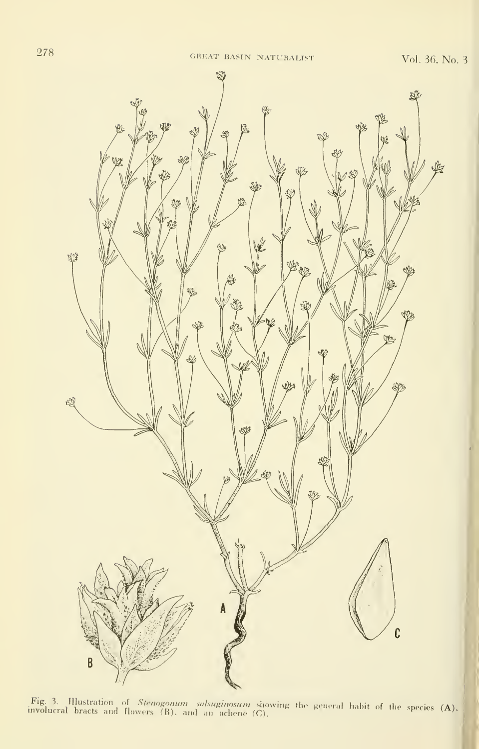Fig. 3. Illustration of *Stenogonum salsuginosum* showing the general habit of the species (A), involucral bracts and flowers (B), and an achene (C).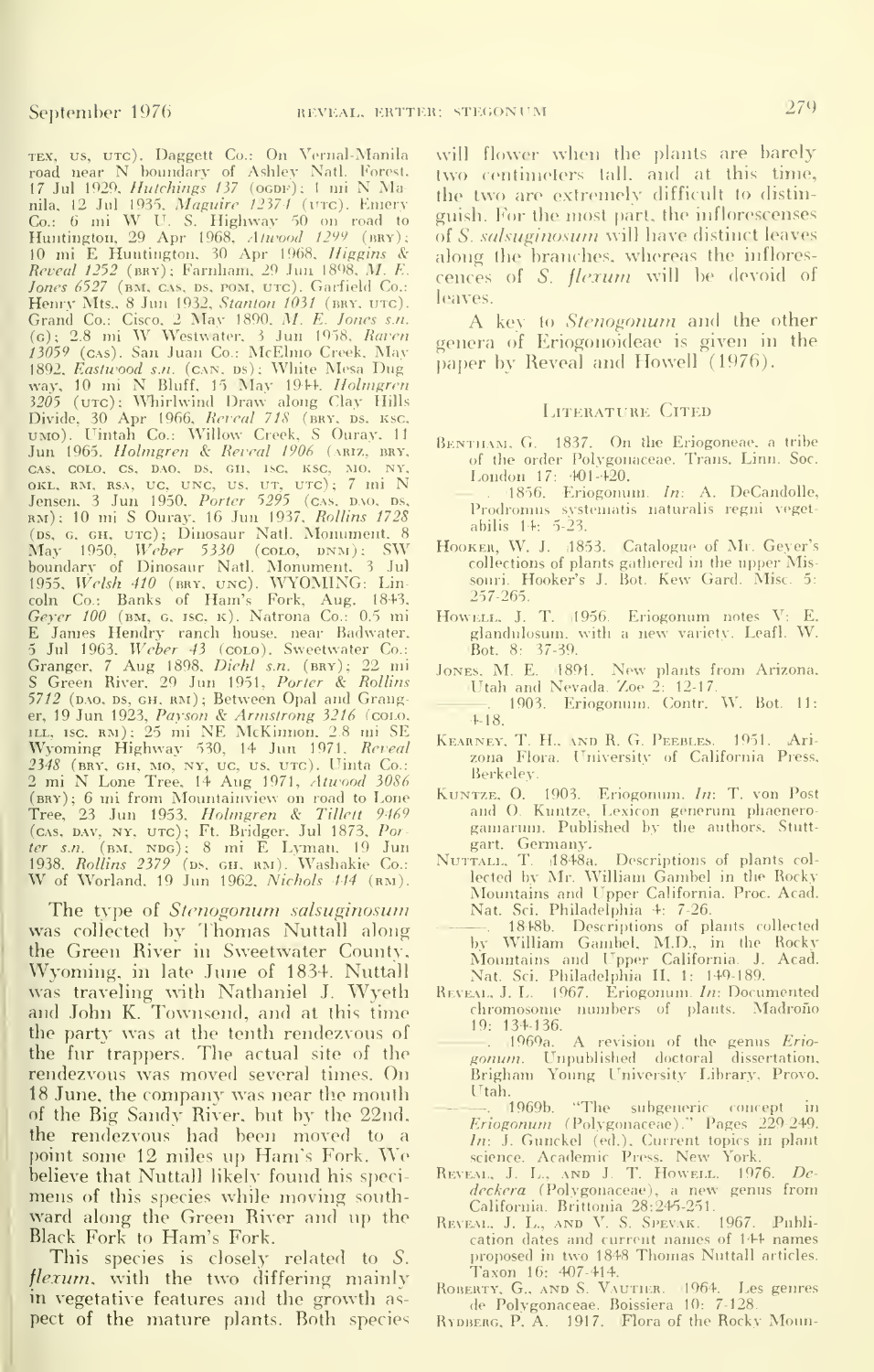TEX, US, UTC). Daggett Co.: On Vernal-Manila road near N boundary of Ashley Natl. Forest, 17 Jul 1929, *Hutchings 137* (OGDF); 1 mi N Manila, 12 Jul 1935, *Maguire 12374* (UTC). Emery Co.: 6 mi W U. S. Highway 50 on road to Huntington, 29 Apr 1968, *Atwood 1299* (BRY); 10 mi E Huntington, 30 Apr 1968, *Higgins & Reveal 1252* (BRY); Farnham, 29 Jun 1898, *M. E. Jones 6527* (BM, CAS, DS, POM, UTC). Garfield Co.: Henry Mts., 8 Jun 1932, *Stanton 1031* (BRY, UTC). Grand Co.: Cisco, 2 May 1890, *M. E. Jones s.n.* (G); 2.8 mi W Westwater, 3 Jun 1958, *Raven 13059* (CAS). San Juan Co.: McElmo Creek, May 1892, *Eastwood s.n.* (CAN, DS); White Mesa Dugway, 10 mi N Bluff, 15 May 1944, *Holmgren 3205* (UTC); Whirlwind Draw along Clay Hills Divide, 30 Apr 1966, *Reveal 718* (BRY, DS, KSC, UMO). Uintah Co.: Willow Creek, S Ouray, 11 Jun 1965, *Holmgren & Reveal 1906* (ARIZ, BRY, CAS, COLO, CS, DAO, DS, GH, ISC, KSC, MO, NY, OKL, RM, RSA, UC, UNC, US, UT, UTC); 7 mi N Jensen, 3 Jun 1950, *Porter 5295* (CAS, DAO, DS, RM); 10 mi S Ouray, 16 Jun 1937, *Rollins 1728* (DS, G, GH, UTC); Dinosaur Natl. Monument, 8 May 1950, *Weber 5330* (COLO, DNM); SW boundary of Dinosaur Natl. Monument, 3 Jul 1955, *Welsh 410* (BRY, UNC). WYOMING: Lincoln Co.: Banks of Ham's Fork, Aug. 1843, *Geyer 100* (BM, G, ISC, K). Natrona Co.: 0.5 mi E James Hendry ranch house, near Badwater, 5 Jul 1963, *Weber 43* (COLO). Sweetwater Co.: Granger, 7 Aug 1898, *Diehl s.n.* (BRY); 22 mi S Green River, 29 Jun 1951, *Porter & Rollins 5712* (DAO, DS, GH, RM); Between Opal and Granger, 19 Jun 1923, *Payson & Armstrong 3216* (COLO, ILL, ISC, RM); 25 mi NE McKinnon, 2.8 mi SE Wyoming Highway 530, 14 Jun 1971, *Reveal 2348* (BRY, GH, MO, NY, UC, US, UTC). Uinta Co.: 2 mi N Lone Tree, 14 Aug 1971, *Atwood 3086* (BRY); 6 mi from Mountainview on road to Lone Tree, 23 Jun 1953, *Holmgren & Tillett 9469* (CAS, DAV, NY, UTC); Ft. Bridger, Jul 1873, *Porter s.n.* (BM, NDG); 8 mi E Lyman, 19 Jun 1938, *Rollins 2379* (DS, GH, RM). Washakie Co.: W of Worland, 19 Jun 1962, *Nichols 144* (RM).

The type of *Stenogonum salsuginosum* was collected by Thomas Nuttall along the Green River in Sweetwater County, Wyoming, in late June of 1834. Nuttall was traveling with Nathaniel J. Wyeth and John K. Townsend, and at this time the party was at the tenth rendezvous of the fur trappers. The actual site of the rendezvous was moved several times. On 18 June, the company was near the mouth of the Big Sandy River, but by the 22nd, the rendezvous had been moved to a point some 12 miles up Ham's Fork. We believe that Nuttall likely found his specimens of this species while moving southward along the Green River and up the Black Fork to Ham's Fork.

This species is closely related to *S. flexum*, with the two differing mainly in vegetative features and the growth aspect of the mature plants. Both species will flower when the plants are barely two centimeters tall, and at this time, the two are extremely difficult to distinguish. For the most part, the inflorescenses of *S. salsuginosum* will have distinct leaves along the branches, whereas the inflorescences of *S. flexum* will be devoid of leaves.

A key to *Stenogonum* and the other genera of Eriogonoideae is given in the paper by Reveal and Howell (1976).

## Literature Cited

Bentham, G. 1837. On the Eriogoneae, a tribe of the order Polygonaceae. Trans. Linn. Soc. London 17: 401-420.

———. 1856. Eriogonum. *In*: A. DeCandolle, Prodromus systematis naturalis regni vegetabilis 14: 5-23.

Hooker, W. J. 1853. Catalogue of Mr. Geyer's collections of plants gathered in the upper Missouri. Hooker's J. Bot. Kew Gard. Misc. 5: 257-265.

Howell, J. T. 1956. Eriogonum notes V: E. glandulosum, with a new variety. Leafl. W. Bot. 8: 37-39.

Jones, M. E. 1891. New plants from Arizona, Utah and Nevada. Zoe 2: 12-17.

———. 1903. Eriogonum. Contr. W. Bot. 11: 4-18.

Kearney, T. H., and R. G. Peebles. 1951. Arizona Flora. University of California Press, Berkeley.

Kuntze, O. 1903. Eriogonum. *In*: T. von Post and O. Kuntze, Lexicon generum phaenerogamarum. Published by the authors, Stuttgart, Germany.

Nuttall, T. 1848a. Descriptions of plants collected by Mr. William Gambel in the Rocky Mountains and Upper California. Proc. Acad. Nat. Sci. Philadelphia 4: 7-26.

———. 1848b. Descriptions of plants collected by William Gambel, M.D., in the Rocky Mountains and Upper California. J. Acad. Nat. Sci. Philadelphia II, 1: 149-189.

Reveal, J. L. 1967. Eriogonum. *In*: Documented chromosome numbers of plants. Madroño 19: 134-136.

———. 1969a. A revision of the genus *Eriogonum*. Unpublished doctoral dissertation, Brigham Young University Library, Provo, Utah.

———. 1969b. "The subgeneric concept in *Eriogonum* (Polygonaceae)." Pages 229-249. *In*: J. Gunckel (ed.), Current topics in plant science. Academic Press, New York.

Reveal, J. L., and J. T. Howell. 1976. *Dedeckera* (Polygonaceae), a new genus from California. Brittonia 28:245-251.

Reveal, J. L., and V. S. Spevak. 1967. Publication dates and current names of 144 names proposed in two 1848 Thomas Nuttall articles. Taxon 16: 407-414.

Roberty, G., and S. Vautier. 1964. Les genres de Polygonaceae. Boissiera 10: 7-128.

Rydberg, P. A. 1917. Flora of the Rocky Moun-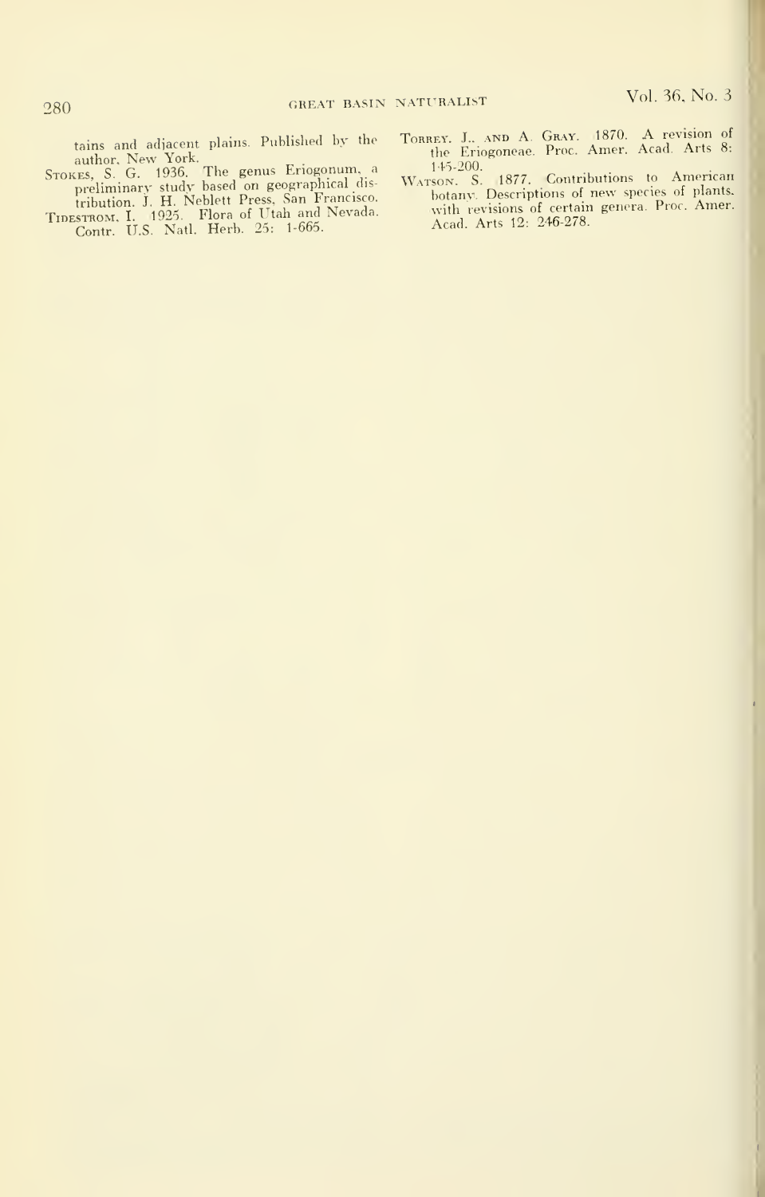tains and adjacent plains. Published by the author, New York.

Stokes, S. G. 1936. The genus Eriogonum, a preliminary study based on geographical distribution. J. H. Neblett Press, San Francisco.

Tidestrom, I. 1925. Flora of Utah and Nevada. Contr. U.S. Natl. Herb. 25: 1-665.

Torrey, J., and A. Gray. 1870. A revision of the Eriogoneae. Proc. Amer. Acad. Arts 8: 145-200.

Watson, S. 1877. Contributions to American botany. Descriptions of new species of plants, with revisions of certain genera. Proc. Amer. Acad. Arts 12: 246-278.